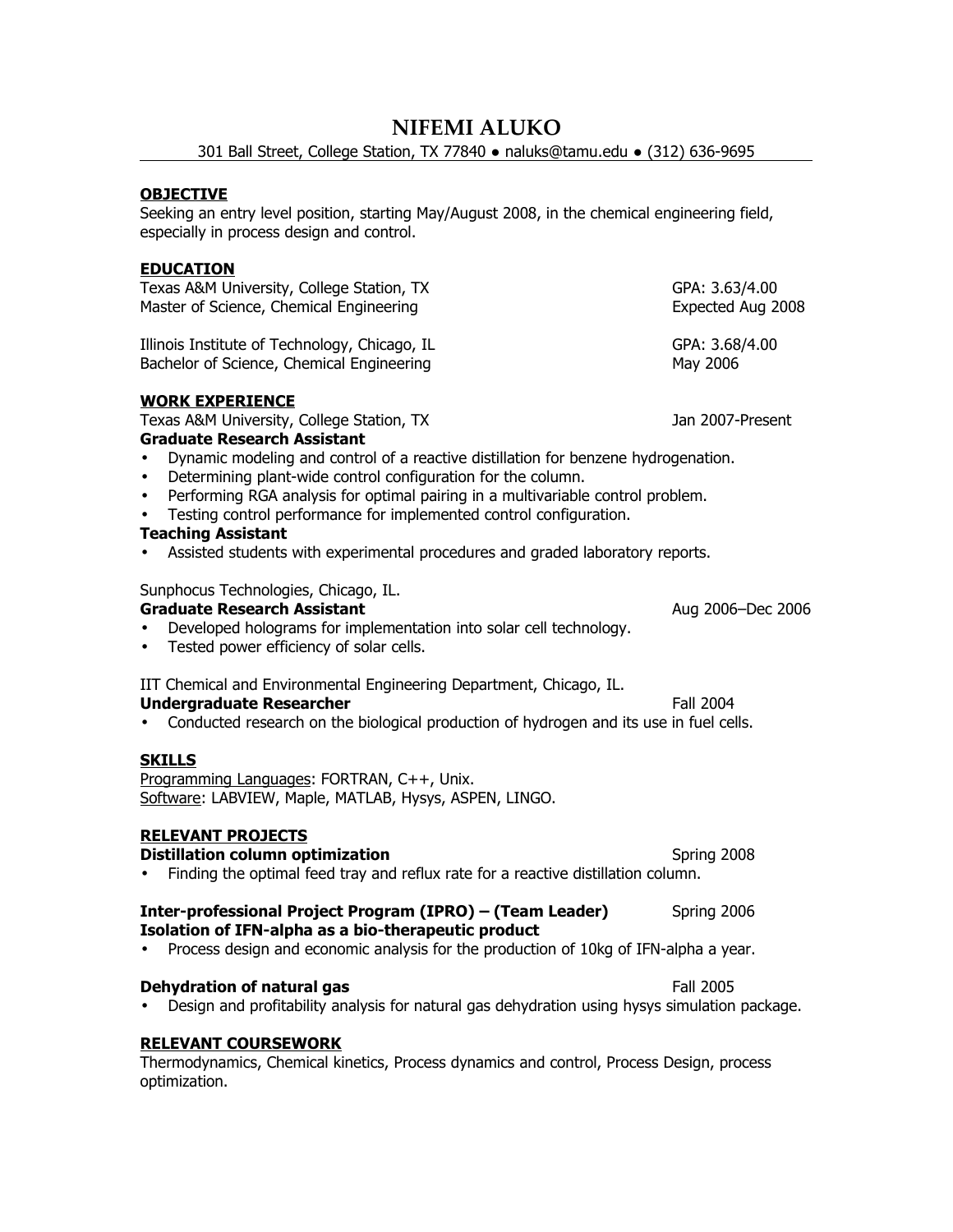# NIFEMI ALUKO

301 Ball Street, College Station, TX 77840 ● naluks@tamu.edu ● (312) 636-9695

## OBJECTIVE

Seeking an entry level position, starting May/August 2008, in the chemical engineering field, especially in process design and control.

## EDUCATION

Texas A&M University, College Station, TX — GPA: 3.63/4.00
Master of Science, Chemical Engineering — Expected Aug 2008

Illinois Institute of Technology, Chicago, IL — GPA: 3.68/4.00
Bachelor of Science, Chemical Engineering — May 2006

## WORK EXPERIENCE

Texas A&M University, College Station, TX — Jan 2007-Present

**Graduate Research Assistant**

- Dynamic modeling and control of a reactive distillation for benzene hydrogenation.
- Determining plant-wide control configuration for the column.
- Performing RGA analysis for optimal pairing in a multivariable control problem.
- Testing control performance for implemented control configuration.

**Teaching Assistant**

- Assisted students with experimental procedures and graded laboratory reports.

Sunphocus Technologies, Chicago, IL.

**Graduate Research Assistant** — Aug 2006–Dec 2006

- Developed holograms for implementation into solar cell technology.
- Tested power efficiency of solar cells.

IIT Chemical and Environmental Engineering Department, Chicago, IL.

**Undergraduate Researcher** — Fall 2004

- Conducted research on the biological production of hydrogen and its use in fuel cells.

## SKILLS

Programming Languages: FORTRAN, C++, Unix.
Software: LABVIEW, Maple, MATLAB, Hysys, ASPEN, LINGO.

## RELEVANT PROJECTS

**Distillation column optimization** — Spring 2008

- Finding the optimal feed tray and reflux rate for a reactive distillation column.

**Inter-professional Project Program (IPRO) – (Team Leader)** — Spring 2006
**Isolation of IFN-alpha as a bio-therapeutic product**

- Process design and economic analysis for the production of 10kg of IFN-alpha a year.

**Dehydration of natural gas** — Fall 2005

- Design and profitability analysis for natural gas dehydration using hysys simulation package.

## RELEVANT COURSEWORK

Thermodynamics, Chemical kinetics, Process dynamics and control, Process Design, process optimization.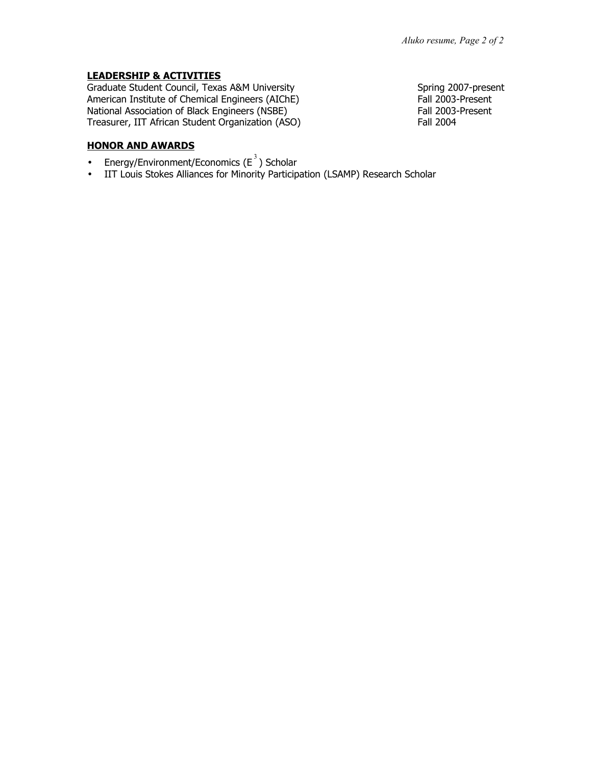## LEADERSHIP & ACTIVITIES

| | |
|---|---|
| Graduate Student Council, Texas A&M University | Spring 2007-present |
| American Institute of Chemical Engineers (AIChE) | Fall 2003-Present |
| National Association of Black Engineers (NSBE) | Fall 2003-Present |
| Treasurer, IIT African Student Organization (ASO) | Fall 2004 |

## HONOR AND AWARDS

- Energy/Environment/Economics ($E^3$) Scholar
- IIT Louis Stokes Alliances for Minority Participation (LSAMP) Research Scholar